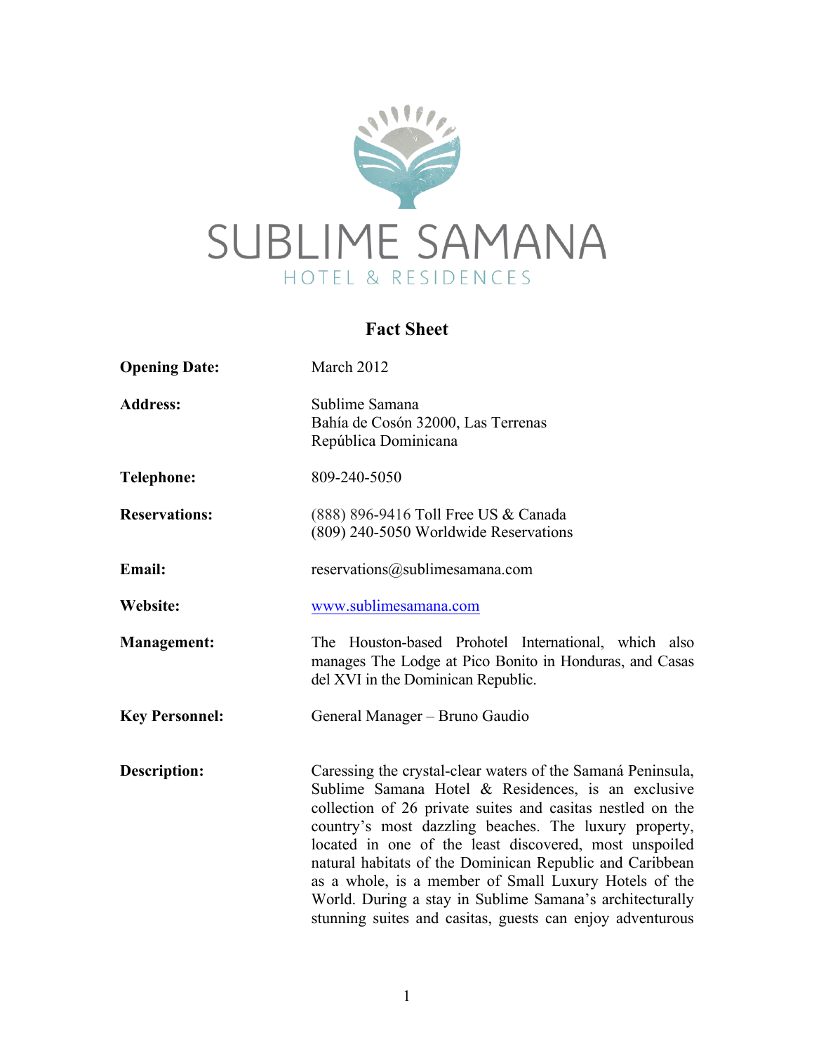# SUBLIME SAMANA

HOTEL & RESIDENCES

## Fact Sheet

**Opening Date:** March 2012

**Address:** Sublime Samana
Bahía de Cosón 32000, Las Terrenas
República Dominicana

**Telephone:** 809-240-5050

**Reservations:** (888) 896-9416 Toll Free US & Canada
(809) 240-5050 Worldwide Reservations

**Email:** reservations@sublimesamana.com

**Website:** www.sublimesamana.com

**Management:** The Houston-based Prohotel International, which also manages The Lodge at Pico Bonito in Honduras, and Casas del XVI in the Dominican Republic.

**Key Personnel:** General Manager – Bruno Gaudio

**Description:** Caressing the crystal-clear waters of the Samaná Peninsula, Sublime Samana Hotel & Residences, is an exclusive collection of 26 private suites and casitas nestled on the country's most dazzling beaches. The luxury property, located in one of the least discovered, most unspoiled natural habitats of the Dominican Republic and Caribbean as a whole, is a member of Small Luxury Hotels of the World. During a stay in Sublime Samana's architecturally stunning suites and casitas, guests can enjoy adventurous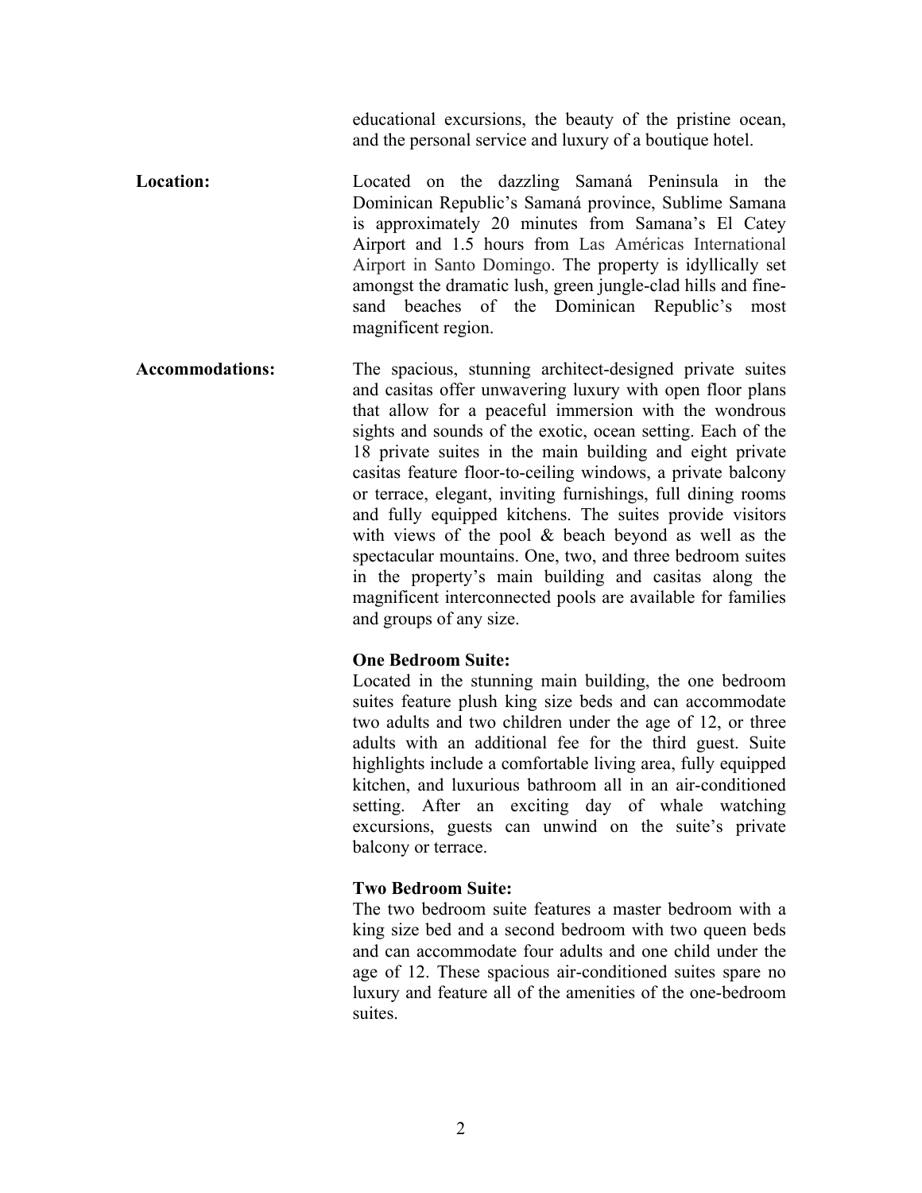educational excursions, the beauty of the pristine ocean, and the personal service and luxury of a boutique hotel.

**Location:**

Located on the dazzling Samaná Peninsula in the Dominican Republic's Samaná province, Sublime Samana is approximately 20 minutes from Samana's El Catey Airport and 1.5 hours from Las Américas International Airport in Santo Domingo. The property is idyllically set amongst the dramatic lush, green jungle-clad hills and fine-sand beaches of the Dominican Republic's most magnificent region.

**Accommodations:**

The spacious, stunning architect-designed private suites and casitas offer unwavering luxury with open floor plans that allow for a peaceful immersion with the wondrous sights and sounds of the exotic, ocean setting. Each of the 18 private suites in the main building and eight private casitas feature floor-to-ceiling windows, a private balcony or terrace, elegant, inviting furnishings, full dining rooms and fully equipped kitchens. The suites provide visitors with views of the pool & beach beyond as well as the spectacular mountains. One, two, and three bedroom suites in the property's main building and casitas along the magnificent interconnected pools are available for families and groups of any size.

**One Bedroom Suite:**
Located in the stunning main building, the one bedroom suites feature plush king size beds and can accommodate two adults and two children under the age of 12, or three adults with an additional fee for the third guest. Suite highlights include a comfortable living area, fully equipped kitchen, and luxurious bathroom all in an air-conditioned setting. After an exciting day of whale watching excursions, guests can unwind on the suite's private balcony or terrace.

**Two Bedroom Suite:**
The two bedroom suite features a master bedroom with a king size bed and a second bedroom with two queen beds and can accommodate four adults and one child under the age of 12. These spacious air-conditioned suites spare no luxury and feature all of the amenities of the one-bedroom suites.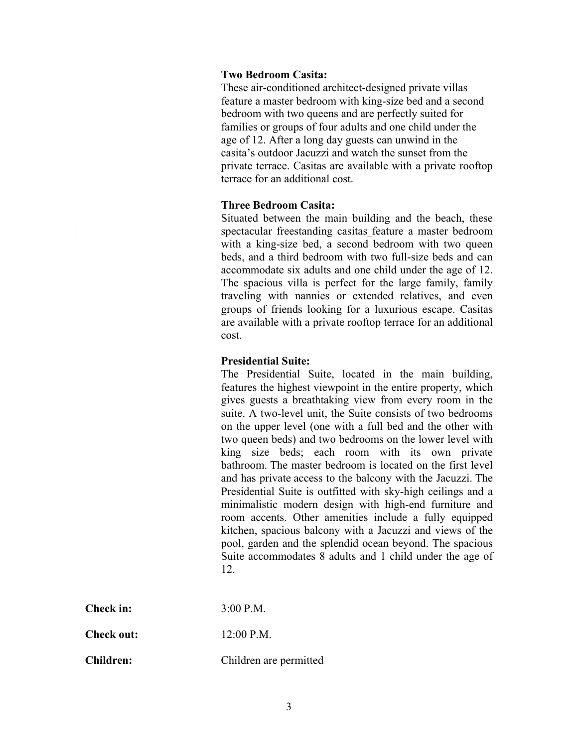**Two Bedroom Casita:**
These air-conditioned architect-designed private villas feature a master bedroom with king-size bed and a second bedroom with two queens and are perfectly suited for families or groups of four adults and one child under the age of 12. After a long day guests can unwind in the casita's outdoor Jacuzzi and watch the sunset from the private terrace. Casitas are available with a private rooftop terrace for an additional cost.

**Three Bedroom Casita:**
Situated between the main building and the beach, these spectacular freestanding casitas feature a master bedroom with a king-size bed, a second bedroom with two queen beds, and a third bedroom with two full-size beds and can accommodate six adults and one child under the age of 12. The spacious villa is perfect for the large family, family traveling with nannies or extended relatives, and even groups of friends looking for a luxurious escape. Casitas are available with a private rooftop terrace for an additional cost.

**Presidential Suite:**
The Presidential Suite, located in the main building, features the highest viewpoint in the entire property, which gives guests a breathtaking view from every room in the suite. A two-level unit, the Suite consists of two bedrooms on the upper level (one with a full bed and the other with two queen beds) and two bedrooms on the lower level with king size beds; each room with its own private bathroom. The master bedroom is located on the first level and has private access to the balcony with the Jacuzzi. The Presidential Suite is outfitted with sky-high ceilings and a minimalistic modern design with high-end furniture and room accents. Other amenities include a fully equipped kitchen, spacious balcony with a Jacuzzi and views of the pool, garden and the splendid ocean beyond. The spacious Suite accommodates 8 adults and 1 child under the age of 12.

**Check in:** 3:00 P.M.

**Check out:** 12:00 P.M.

**Children:** Children are permitted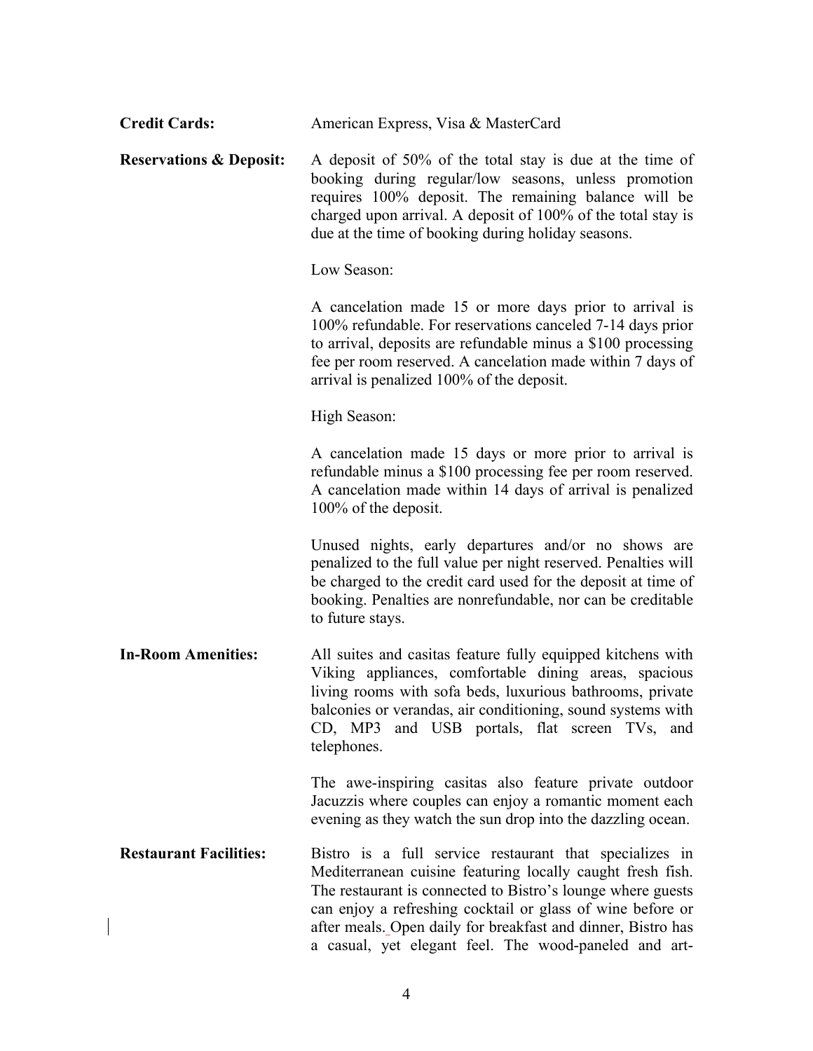**Credit Cards:** American Express, Visa & MasterCard

**Reservations & Deposit:** A deposit of 50% of the total stay is due at the time of booking during regular/low seasons, unless promotion requires 100% deposit. The remaining balance will be charged upon arrival. A deposit of 100% of the total stay is due at the time of booking during holiday seasons.

Low Season:

A cancelation made 15 or more days prior to arrival is 100% refundable. For reservations canceled 7-14 days prior to arrival, deposits are refundable minus a $100 processing fee per room reserved. A cancelation made within 7 days of arrival is penalized 100% of the deposit.

High Season:

A cancelation made 15 days or more prior to arrival is refundable minus a $100 processing fee per room reserved. A cancelation made within 14 days of arrival is penalized 100% of the deposit.

Unused nights, early departures and/or no shows are penalized to the full value per night reserved. Penalties will be charged to the credit card used for the deposit at time of booking. Penalties are nonrefundable, nor can be creditable to future stays.

**In-Room Amenities:** All suites and casitas feature fully equipped kitchens with Viking appliances, comfortable dining areas, spacious living rooms with sofa beds, luxurious bathrooms, private balconies or verandas, air conditioning, sound systems with CD, MP3 and USB portals, flat screen TVs, and telephones.

The awe-inspiring casitas also feature private outdoor Jacuzzis where couples can enjoy a romantic moment each evening as they watch the sun drop into the dazzling ocean.

**Restaurant Facilities:** Bistro is a full service restaurant that specializes in Mediterranean cuisine featuring locally caught fresh fish. The restaurant is connected to Bistro's lounge where guests can enjoy a refreshing cocktail or glass of wine before or after meals. Open daily for breakfast and dinner, Bistro has a casual, yet elegant feel. The wood-paneled and art-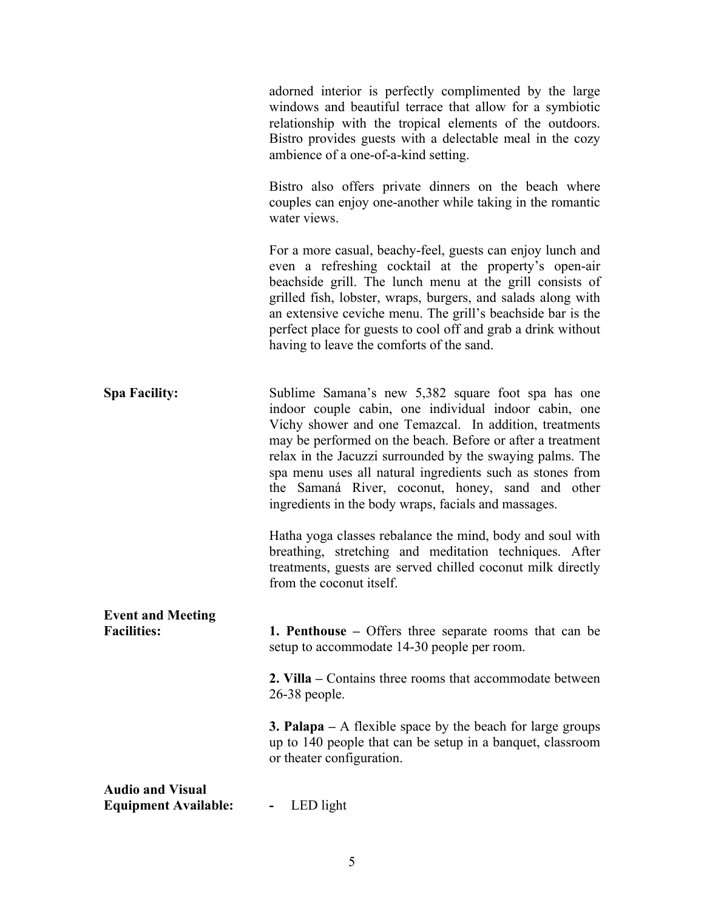adorned interior is perfectly complimented by the large windows and beautiful terrace that allow for a symbiotic relationship with the tropical elements of the outdoors. Bistro provides guests with a delectable meal in the cozy ambience of a one-of-a-kind setting.

Bistro also offers private dinners on the beach where couples can enjoy one-another while taking in the romantic water views.

For a more casual, beachy-feel, guests can enjoy lunch and even a refreshing cocktail at the property's open-air beachside grill. The lunch menu at the grill consists of grilled fish, lobster, wraps, burgers, and salads along with an extensive ceviche menu. The grill's beachside bar is the perfect place for guests to cool off and grab a drink without having to leave the comforts of the sand.

**Spa Facility:**

Sublime Samana's new 5,382 square foot spa has one indoor couple cabin, one individual indoor cabin, one Vichy shower and one Temazcal. In addition, treatments may be performed on the beach. Before or after a treatment relax in the Jacuzzi surrounded by the swaying palms. The spa menu uses all natural ingredients such as stones from the Samaná River, coconut, honey, sand and other ingredients in the body wraps, facials and massages.

Hatha yoga classes rebalance the mind, body and soul with breathing, stretching and meditation techniques. After treatments, guests are served chilled coconut milk directly from the coconut itself.

**Event and Meeting Facilities:**

**1. Penthouse –** Offers three separate rooms that can be setup to accommodate 14-30 people per room.

**2. Villa –** Contains three rooms that accommodate between 26-38 people.

**3. Palapa –** A flexible space by the beach for large groups up to 140 people that can be setup in a banquet, classroom or theater configuration.

**Audio and Visual Equipment Available:**

- LED light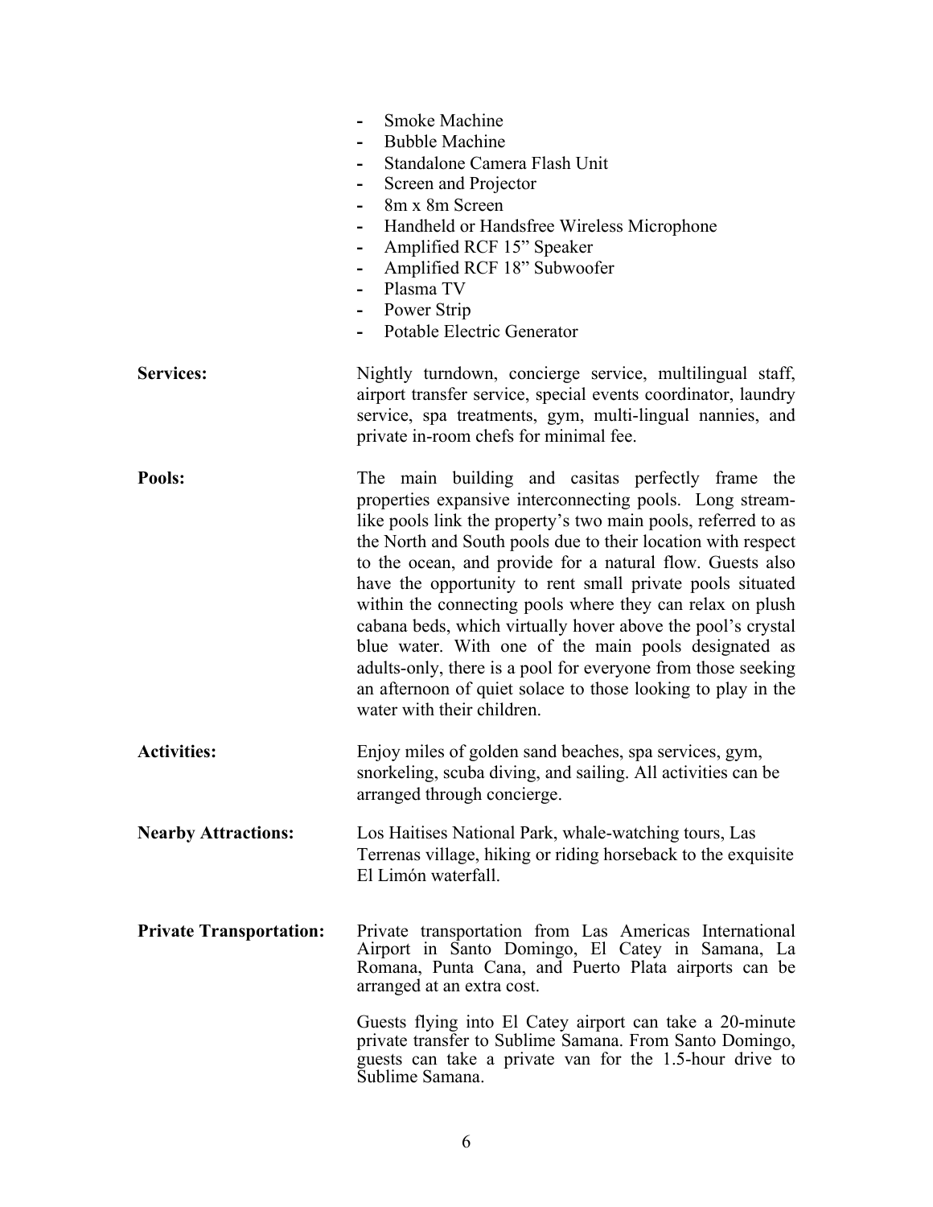- Smoke Machine
- Bubble Machine
- Standalone Camera Flash Unit
- Screen and Projector
- 8m x 8m Screen
- Handheld or Handsfree Wireless Microphone
- Amplified RCF 15” Speaker
- Amplified RCF 18” Subwoofer
- Plasma TV
- Power Strip
- Potable Electric Generator

**Services:** Nightly turndown, concierge service, multilingual staff, airport transfer service, special events coordinator, laundry service, spa treatments, gym, multi-lingual nannies, and private in-room chefs for minimal fee.

**Pools:** The main building and casitas perfectly frame the properties expansive interconnecting pools. Long stream-like pools link the property’s two main pools, referred to as the North and South pools due to their location with respect to the ocean, and provide for a natural flow. Guests also have the opportunity to rent small private pools situated within the connecting pools where they can relax on plush cabana beds, which virtually hover above the pool’s crystal blue water. With one of the main pools designated as adults-only, there is a pool for everyone from those seeking an afternoon of quiet solace to those looking to play in the water with their children.

**Activities:** Enjoy miles of golden sand beaches, spa services, gym, snorkeling, scuba diving, and sailing. All activities can be arranged through concierge.

**Nearby Attractions:** Los Haitises National Park, whale-watching tours, Las Terrenas village, hiking or riding horseback to the exquisite El Limón waterfall.

**Private Transportation:** Private transportation from Las Americas International Airport in Santo Domingo, El Catey in Samana, La Romana, Punta Cana, and Puerto Plata airports can be arranged at an extra cost.

Guests flying into El Catey airport can take a 20-minute private transfer to Sublime Samana. From Santo Domingo, guests can take a private van for the 1.5-hour drive to Sublime Samana.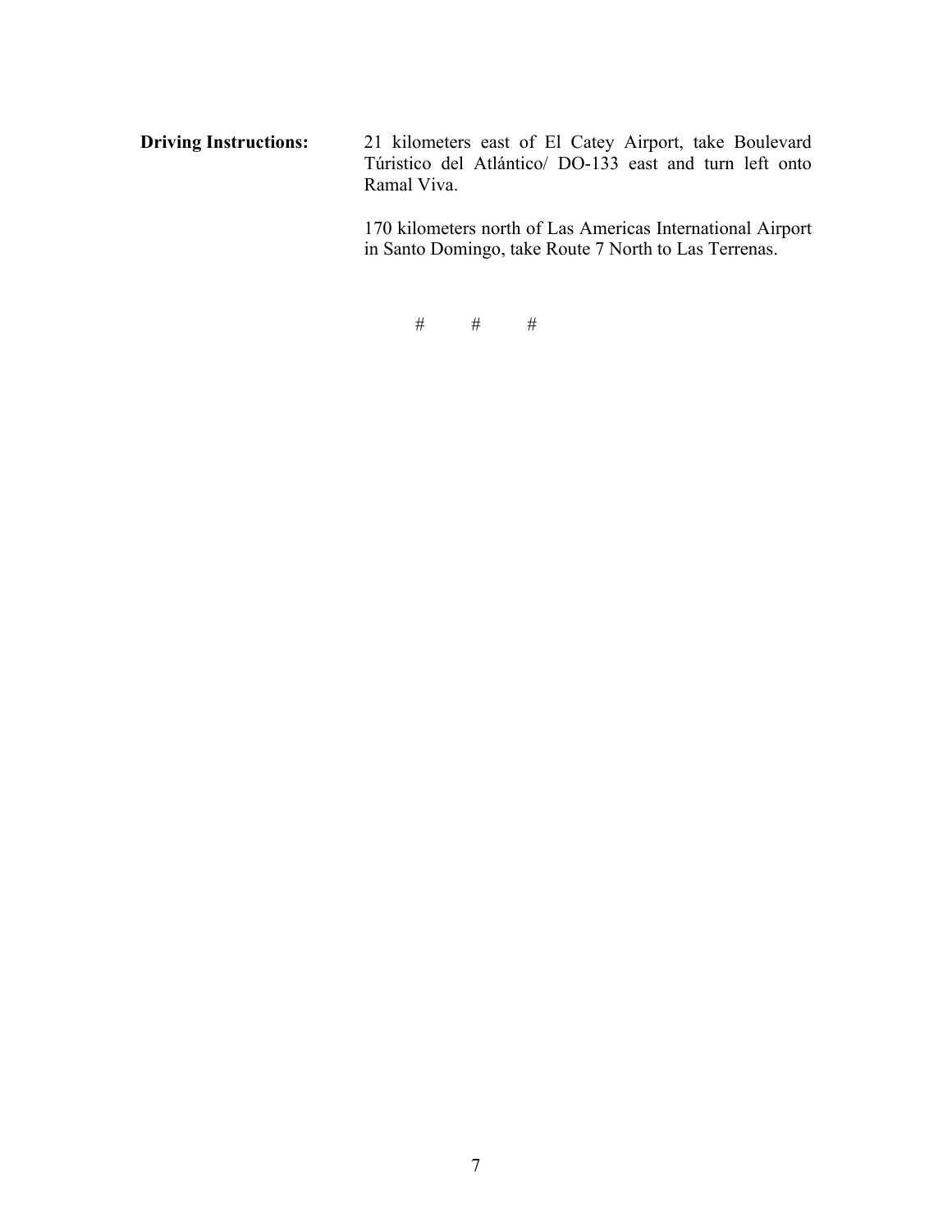**Driving Instructions:** 21 kilometers east of El Catey Airport, take Boulevard Túristico del Atlántico/ DO-133 east and turn left onto Ramal Viva.

170 kilometers north of Las Americas International Airport in Santo Domingo, take Route 7 North to Las Terrenas.

# # #